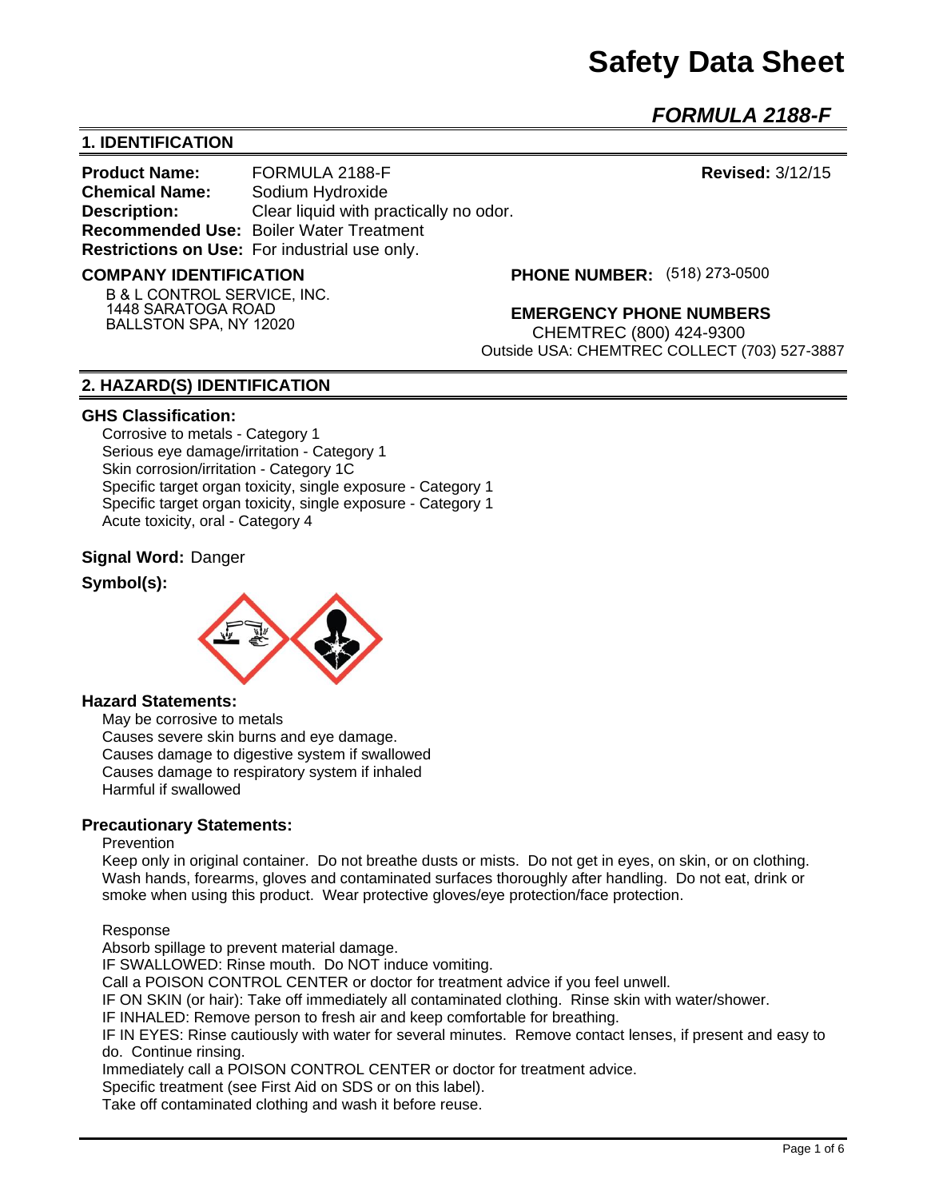# Safety Data Sheet

## *FORMULA 2188-F*

## 1. IDENTIFICATION

**Product Name:** FORMULA 2188-F

**Revised:** 3/12/15

**Chemical Name:** Sodium Hydroxide

**Description:** Clear liquid with practically no odor.

**Recommended Use:** Boiler Water Treatment

**Restrictions on Use:** For industrial use only.

**COMPANY IDENTIFICATION**

B & L CONTROL SERVICE, INC.
1448 SARATOGA ROAD
BALLSTON SPA, NY 12020

**PHONE NUMBER:** (518) 273-0500

**EMERGENCY PHONE NUMBERS**

CHEMTREC (800) 424-9300
Outside USA: CHEMTREC COLLECT (703) 527-3887

## 2. HAZARD(S) IDENTIFICATION

### GHS Classification:

Corrosive to metals - Category 1
Serious eye damage/irritation - Category 1
Skin corrosion/irritation - Category 1C
Specific target organ toxicity, single exposure - Category 1
Specific target organ toxicity, single exposure - Category 1
Acute toxicity, oral - Category 4

**Signal Word:** Danger

**Symbol(s):**

### Hazard Statements:

May be corrosive to metals
Causes severe skin burns and eye damage.
Causes damage to digestive system if swallowed
Causes damage to respiratory system if inhaled
Harmful if swallowed

### Precautionary Statements:

Prevention

Keep only in original container. Do not breathe dusts or mists. Do not get in eyes, on skin, or on clothing. Wash hands, forearms, gloves and contaminated surfaces thoroughly after handling. Do not eat, drink or smoke when using this product. Wear protective gloves/eye protection/face protection.

Response

Absorb spillage to prevent material damage.
IF SWALLOWED: Rinse mouth. Do NOT induce vomiting.
Call a POISON CONTROL CENTER or doctor for treatment advice if you feel unwell.
IF ON SKIN (or hair): Take off immediately all contaminated clothing. Rinse skin with water/shower.
IF INHALED: Remove person to fresh air and keep comfortable for breathing.
IF IN EYES: Rinse cautiously with water for several minutes. Remove contact lenses, if present and easy to do. Continue rinsing.
Immediately call a POISON CONTROL CENTER or doctor for treatment advice.
Specific treatment (see First Aid on SDS or on this label).
Take off contaminated clothing and wash it before reuse.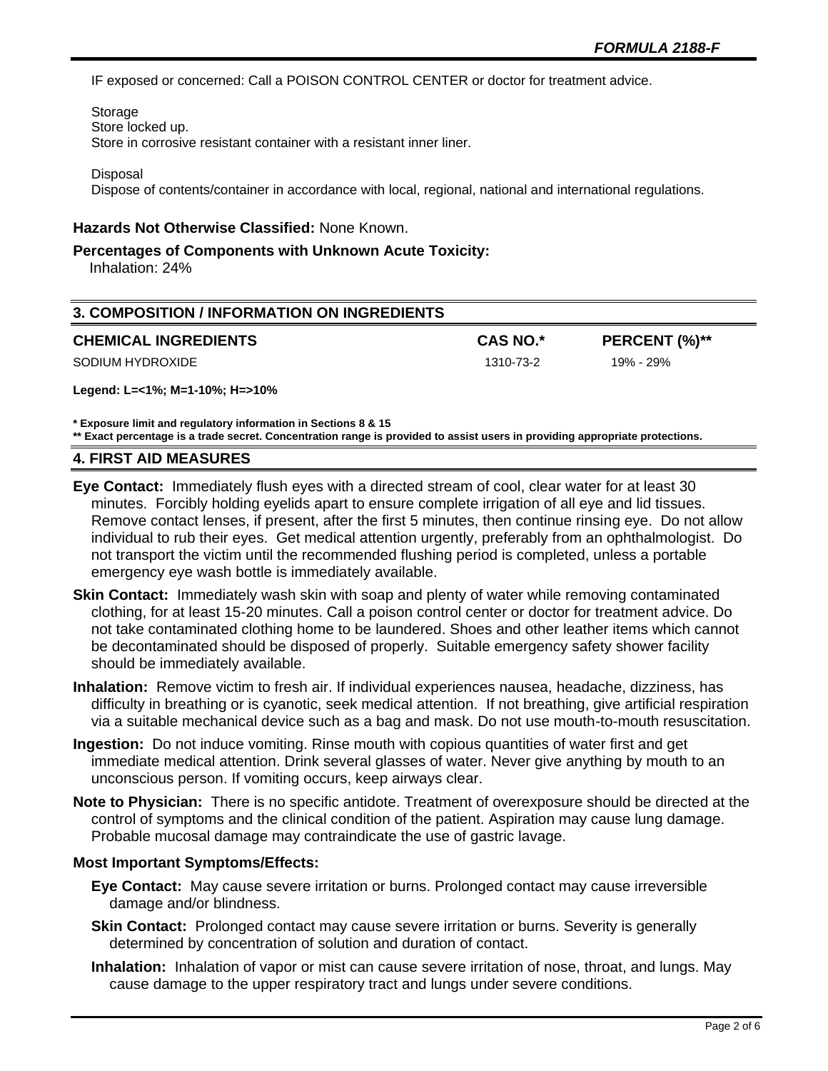IF exposed or concerned: Call a POISON CONTROL CENTER or doctor for treatment advice.

Storage
Store locked up.
Store in corrosive resistant container with a resistant inner liner.

Disposal
Dispose of contents/container in accordance with local, regional, national and international regulations.

**Hazards Not Otherwise Classified:** None Known.

**Percentages of Components with Unknown Acute Toxicity:**
Inhalation: 24%

## 3. COMPOSITION / INFORMATION ON INGREDIENTS

| CHEMICAL INGREDIENTS | CAS NO.* | PERCENT (%)** |
|---|---|---|
| SODIUM HYDROXIDE | 1310-73-2 | 19% - 29% |

**Legend: L=<1%; M=1-10%; H=>10%**

**\* Exposure limit and regulatory information in Sections 8 & 15**
**\*\* Exact percentage is a trade secret. Concentration range is provided to assist users in providing appropriate protections.**

## 4. FIRST AID MEASURES

**Eye Contact:** Immediately flush eyes with a directed stream of cool, clear water for at least 30 minutes. Forcibly holding eyelids apart to ensure complete irrigation of all eye and lid tissues. Remove contact lenses, if present, after the first 5 minutes, then continue rinsing eye. Do not allow individual to rub their eyes. Get medical attention urgently, preferably from an ophthalmologist. Do not transport the victim until the recommended flushing period is completed, unless a portable emergency eye wash bottle is immediately available.

**Skin Contact:** Immediately wash skin with soap and plenty of water while removing contaminated clothing, for at least 15-20 minutes. Call a poison control center or doctor for treatment advice. Do not take contaminated clothing home to be laundered. Shoes and other leather items which cannot be decontaminated should be disposed of properly. Suitable emergency safety shower facility should be immediately available.

**Inhalation:** Remove victim to fresh air. If individual experiences nausea, headache, dizziness, has difficulty in breathing or is cyanotic, seek medical attention. If not breathing, give artificial respiration via a suitable mechanical device such as a bag and mask. Do not use mouth-to-mouth resuscitation.

**Ingestion:** Do not induce vomiting. Rinse mouth with copious quantities of water first and get immediate medical attention. Drink several glasses of water. Never give anything by mouth to an unconscious person. If vomiting occurs, keep airways clear.

**Note to Physician:** There is no specific antidote. Treatment of overexposure should be directed at the control of symptoms and the clinical condition of the patient. Aspiration may cause lung damage. Probable mucosal damage may contraindicate the use of gastric lavage.

**Most Important Symptoms/Effects:**

**Eye Contact:** May cause severe irritation or burns. Prolonged contact may cause irreversible damage and/or blindness.

**Skin Contact:** Prolonged contact may cause severe irritation or burns. Severity is generally determined by concentration of solution and duration of contact.

**Inhalation:** Inhalation of vapor or mist can cause severe irritation of nose, throat, and lungs. May cause damage to the upper respiratory tract and lungs under severe conditions.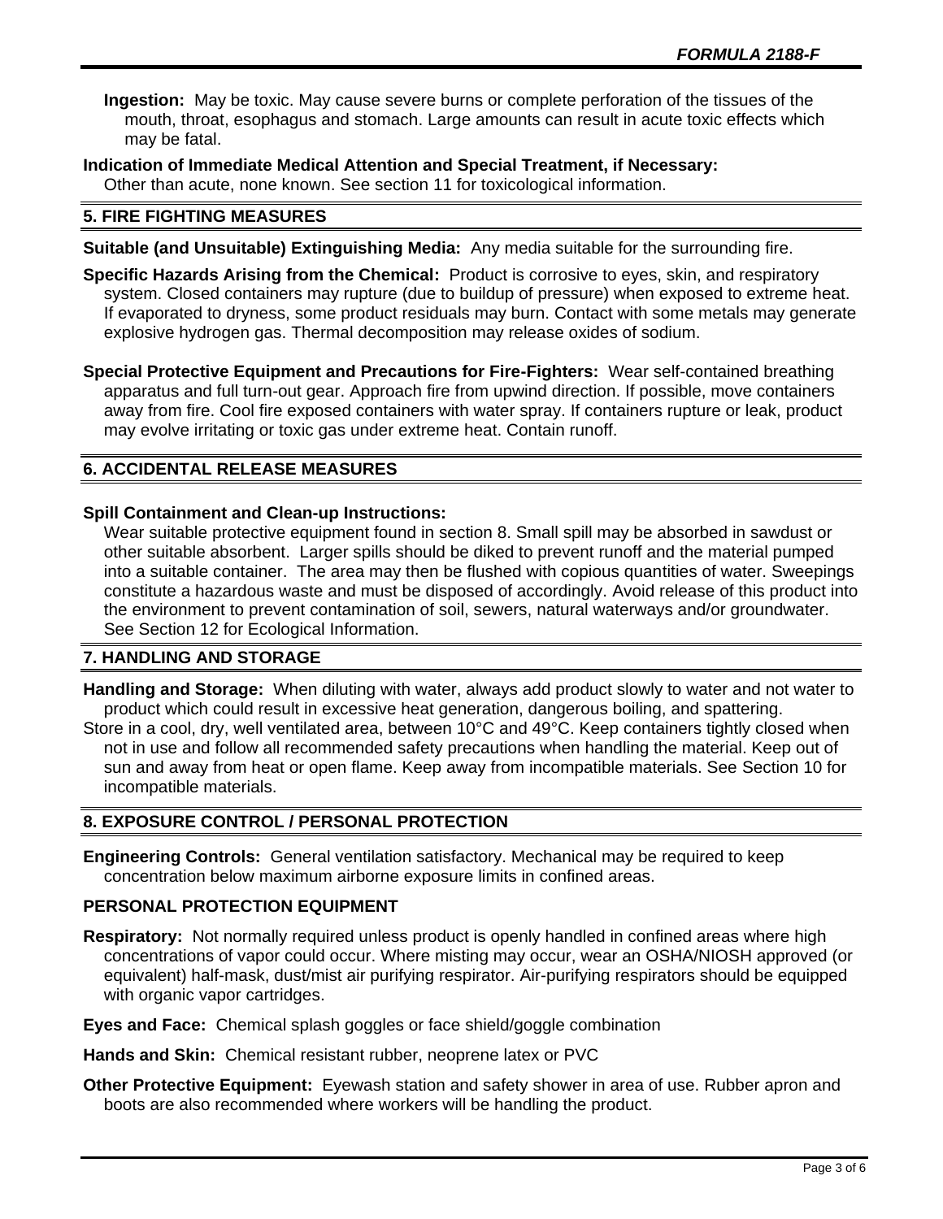**Ingestion:** May be toxic. May cause severe burns or complete perforation of the tissues of the mouth, throat, esophagus and stomach. Large amounts can result in acute toxic effects which may be fatal.

**Indication of Immediate Medical Attention and Special Treatment, if Necessary:**
Other than acute, none known. See section 11 for toxicological information.

## 5. FIRE FIGHTING MEASURES

**Suitable (and Unsuitable) Extinguishing Media:** Any media suitable for the surrounding fire.

**Specific Hazards Arising from the Chemical:** Product is corrosive to eyes, skin, and respiratory system. Closed containers may rupture (due to buildup of pressure) when exposed to extreme heat. If evaporated to dryness, some product residuals may burn. Contact with some metals may generate explosive hydrogen gas. Thermal decomposition may release oxides of sodium.

**Special Protective Equipment and Precautions for Fire-Fighters:** Wear self-contained breathing apparatus and full turn-out gear. Approach fire from upwind direction. If possible, move containers away from fire. Cool fire exposed containers with water spray. If containers rupture or leak, product may evolve irritating or toxic gas under extreme heat. Contain runoff.

## 6. ACCIDENTAL RELEASE MEASURES

**Spill Containment and Clean-up Instructions:**
Wear suitable protective equipment found in section 8. Small spill may be absorbed in sawdust or other suitable absorbent. Larger spills should be diked to prevent runoff and the material pumped into a suitable container. The area may then be flushed with copious quantities of water. Sweepings constitute a hazardous waste and must be disposed of accordingly. Avoid release of this product into the environment to prevent contamination of soil, sewers, natural waterways and/or groundwater. See Section 12 for Ecological Information.

## 7. HANDLING AND STORAGE

**Handling and Storage:** When diluting with water, always add product slowly to water and not water to product which could result in excessive heat generation, dangerous boiling, and spattering.
Store in a cool, dry, well ventilated area, between 10°C and 49°C. Keep containers tightly closed when not in use and follow all recommended safety precautions when handling the material. Keep out of sun and away from heat or open flame. Keep away from incompatible materials. See Section 10 for incompatible materials.

## 8. EXPOSURE CONTROL / PERSONAL PROTECTION

**Engineering Controls:** General ventilation satisfactory. Mechanical may be required to keep concentration below maximum airborne exposure limits in confined areas.

### PERSONAL PROTECTION EQUIPMENT

**Respiratory:** Not normally required unless product is openly handled in confined areas where high concentrations of vapor could occur. Where misting may occur, wear an OSHA/NIOSH approved (or equivalent) half-mask, dust/mist air purifying respirator. Air-purifying respirators should be equipped with organic vapor cartridges.

**Eyes and Face:** Chemical splash goggles or face shield/goggle combination

**Hands and Skin:** Chemical resistant rubber, neoprene latex or PVC

**Other Protective Equipment:** Eyewash station and safety shower in area of use. Rubber apron and boots are also recommended where workers will be handling the product.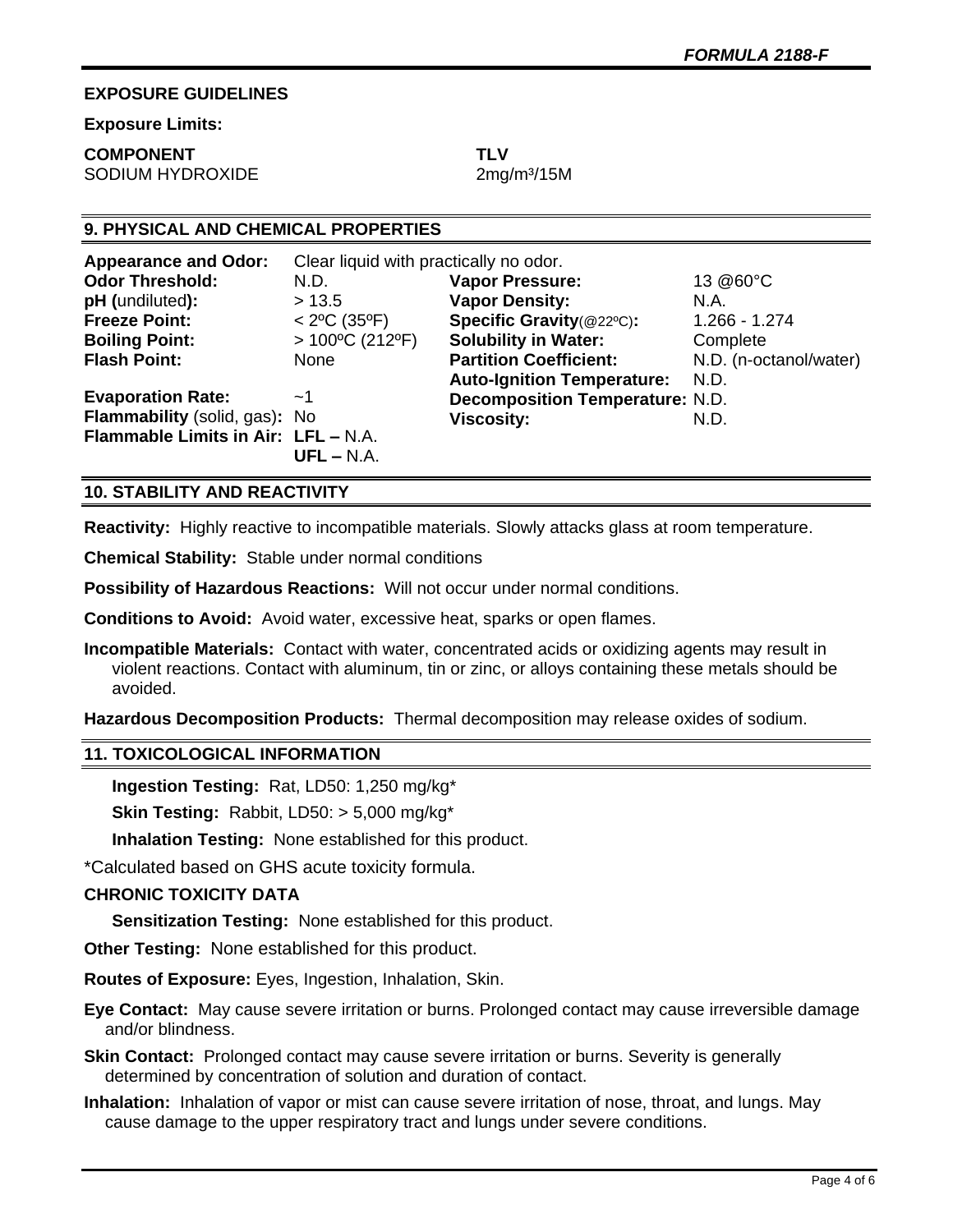## EXPOSURE GUIDELINES

**Exposure Limits:**

| COMPONENT | TLV |
|---|---|
| SODIUM HYDROXIDE | 2mg/m³/15M |

## 9. PHYSICAL AND CHEMICAL PROPERTIES

**Appearance and Odor:** Clear liquid with practically no odor.

| | | | |
|---|---|---|---|
| **Odor Threshold:** | N.D. | **Vapor Pressure:** | 13 @60°C |
| **pH** (undiluted)**:** | > 13.5 | **Vapor Density:** | N.A. |
| **Freeze Point:** | < 2ºC (35ºF) | **Specific Gravity**(@22ºC)**:** | 1.266 - 1.274 |
| **Boiling Point:** | > 100ºC (212ºF) | **Solubility in Water:** | Complete |
| **Flash Point:** | None | **Partition Coefficient:** | N.D. (n-octanol/water) |
| | | **Auto-Ignition Temperature:** | N.D. |
| **Evaporation Rate:** | ~1 | **Decomposition Temperature:** | N.D. |
| **Flammability** (solid, gas)**:** | No | **Viscosity:** | N.D. |
| **Flammable Limits in Air:** | **LFL –** N.A. **UFL –** N.A. | | |

## 10. STABILITY AND REACTIVITY

**Reactivity:** Highly reactive to incompatible materials. Slowly attacks glass at room temperature.

**Chemical Stability:** Stable under normal conditions

**Possibility of Hazardous Reactions:** Will not occur under normal conditions.

**Conditions to Avoid:** Avoid water, excessive heat, sparks or open flames.

**Incompatible Materials:** Contact with water, concentrated acids or oxidizing agents may result in violent reactions. Contact with aluminum, tin or zinc, or alloys containing these metals should be avoided.

**Hazardous Decomposition Products:** Thermal decomposition may release oxides of sodium.

## 11. TOXICOLOGICAL INFORMATION

**Ingestion Testing:** Rat, LD50: 1,250 mg/kg*

**Skin Testing:** Rabbit, LD50: > 5,000 mg/kg*

**Inhalation Testing:** None established for this product.

*Calculated based on GHS acute toxicity formula.

**CHRONIC TOXICITY DATA**

**Sensitization Testing:** None established for this product.

**Other Testing:** None established for this product.

**Routes of Exposure:** Eyes, Ingestion, Inhalation, Skin.

**Eye Contact:** May cause severe irritation or burns. Prolonged contact may cause irreversible damage and/or blindness.

**Skin Contact:** Prolonged contact may cause severe irritation or burns. Severity is generally determined by concentration of solution and duration of contact.

**Inhalation:** Inhalation of vapor or mist can cause severe irritation of nose, throat, and lungs. May cause damage to the upper respiratory tract and lungs under severe conditions.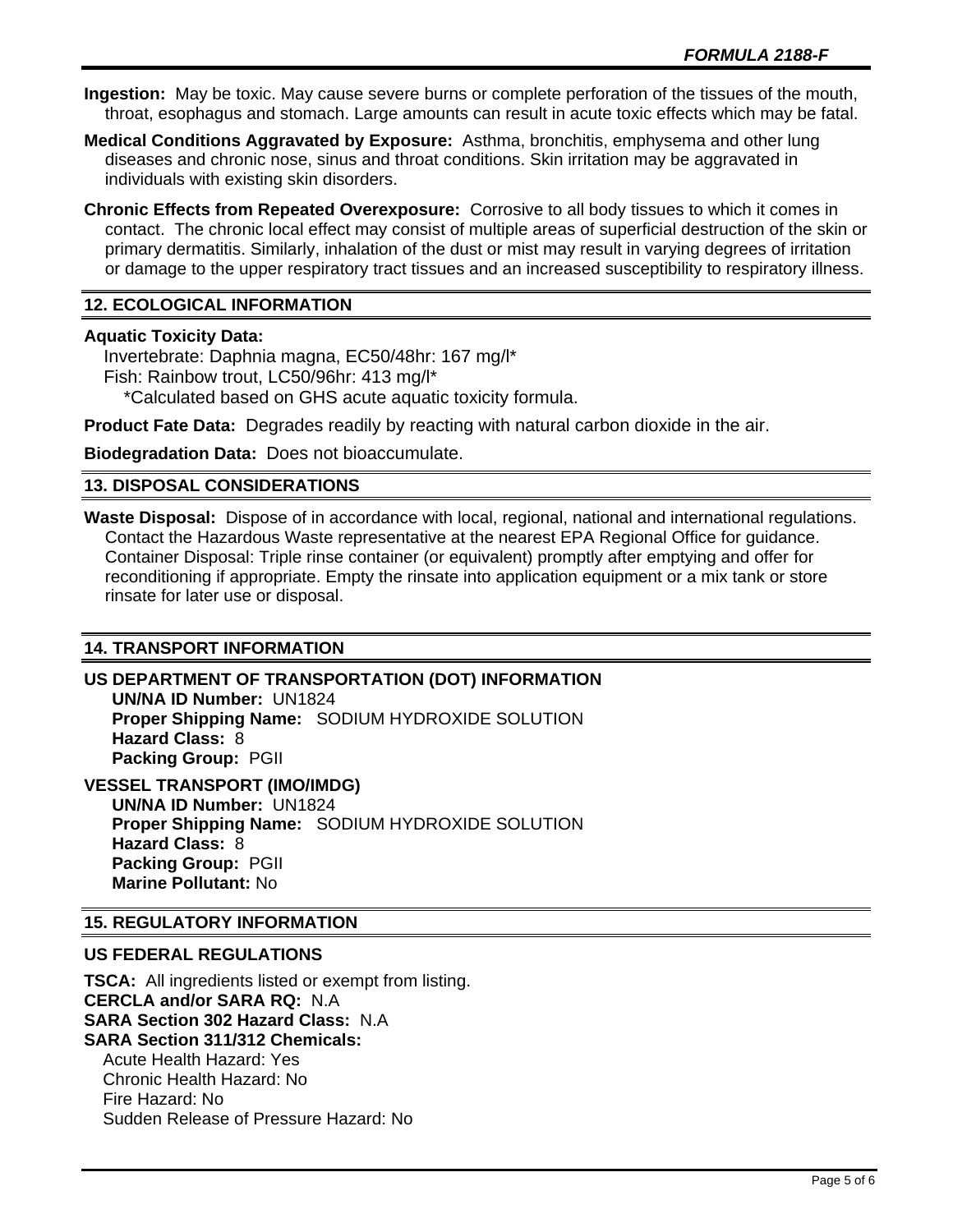**Ingestion:** May be toxic. May cause severe burns or complete perforation of the tissues of the mouth, throat, esophagus and stomach. Large amounts can result in acute toxic effects which may be fatal.

**Medical Conditions Aggravated by Exposure:** Asthma, bronchitis, emphysema and other lung diseases and chronic nose, sinus and throat conditions. Skin irritation may be aggravated in individuals with existing skin disorders.

**Chronic Effects from Repeated Overexposure:** Corrosive to all body tissues to which it comes in contact. The chronic local effect may consist of multiple areas of superficial destruction of the skin or primary dermatitis. Similarly, inhalation of the dust or mist may result in varying degrees of irritation or damage to the upper respiratory tract tissues and an increased susceptibility to respiratory illness.

## 12. ECOLOGICAL INFORMATION

**Aquatic Toxicity Data:**

Invertebrate: Daphnia magna, EC50/48hr: 167 mg/l*
Fish: Rainbow trout, LC50/96hr: 413 mg/l*
*Calculated based on GHS acute aquatic toxicity formula.

**Product Fate Data:** Degrades readily by reacting with natural carbon dioxide in the air.

**Biodegradation Data:** Does not bioaccumulate.

## 13. DISPOSAL CONSIDERATIONS

**Waste Disposal:** Dispose of in accordance with local, regional, national and international regulations. Contact the Hazardous Waste representative at the nearest EPA Regional Office for guidance. Container Disposal: Triple rinse container (or equivalent) promptly after emptying and offer for reconditioning if appropriate. Empty the rinsate into application equipment or a mix tank or store rinsate for later use or disposal.

## 14. TRANSPORT INFORMATION

**US DEPARTMENT OF TRANSPORTATION (DOT) INFORMATION**

**UN/NA ID Number:** UN1824
**Proper Shipping Name:** SODIUM HYDROXIDE SOLUTION
**Hazard Class:** 8
**Packing Group:** PGII

**VESSEL TRANSPORT (IMO/IMDG)**

**UN/NA ID Number:** UN1824
**Proper Shipping Name:** SODIUM HYDROXIDE SOLUTION
**Hazard Class:** 8
**Packing Group:** PGII
**Marine Pollutant:** No

## 15. REGULATORY INFORMATION

**US FEDERAL REGULATIONS**

**TSCA:** All ingredients listed or exempt from listing.
**CERCLA and/or SARA RQ:** N.A
**SARA Section 302 Hazard Class:** N.A
**SARA Section 311/312 Chemicals:**

Acute Health Hazard: Yes
Chronic Health Hazard: No
Fire Hazard: No
Sudden Release of Pressure Hazard: No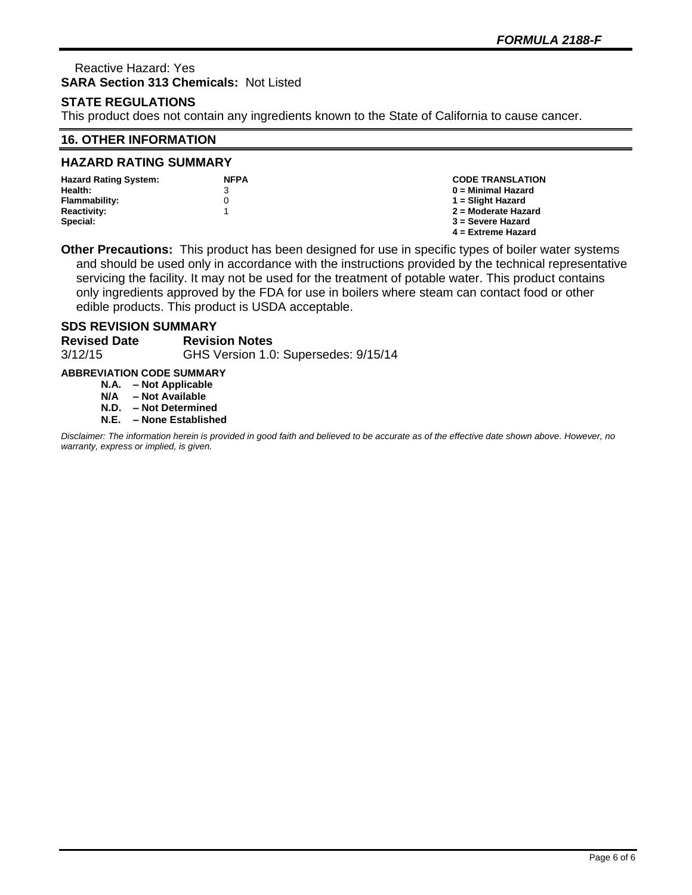Reactive Hazard: Yes

**SARA Section 313 Chemicals:** Not Listed

## STATE REGULATIONS

This product does not contain any ingredients known to the State of California to cause cancer.

## 16. OTHER INFORMATION

### HAZARD RATING SUMMARY

| Hazard Rating System: | NFPA | CODE TRANSLATION |
|---|---|---|
| Health: | 3 | 0 = Minimal Hazard |
| Flammability: | 0 | 1 = Slight Hazard |
| Reactivity: | 1 | 2 = Moderate Hazard |
| Special: | | 3 = Severe Hazard |
| | | 4 = Extreme Hazard |

**Other Precautions:** This product has been designed for use in specific types of boiler water systems and should be used only in accordance with the instructions provided by the technical representative servicing the facility. It may not be used for the treatment of potable water. This product contains only ingredients approved by the FDA for use in boilers where steam can contact food or other edible products. This product is USDA acceptable.

### SDS REVISION SUMMARY

| Revised Date | Revision Notes |
|---|---|
| 3/12/15 | GHS Version 1.0: Supersedes: 9/15/14 |

**ABBREVIATION CODE SUMMARY**

- **N.A. – Not Applicable**
- **N/A – Not Available**
- **N.D. – Not Determined**
- **N.E. – None Established**

*Disclaimer: The information herein is provided in good faith and believed to be accurate as of the effective date shown above. However, no warranty, express or implied, is given.*